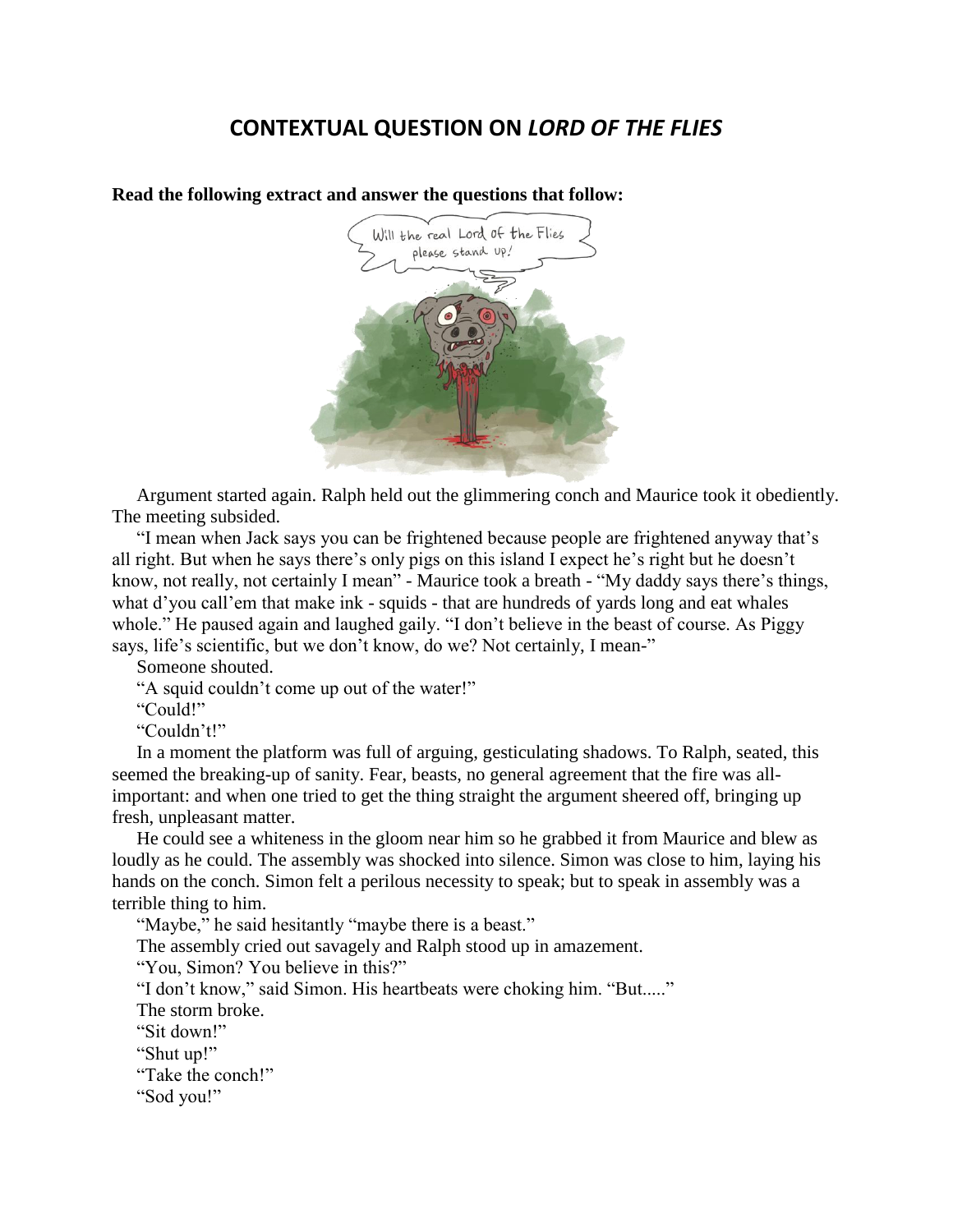# CONTEXTUAL QUESTION ON *LORD OF THE FLIES*

**Read the following extract and answer the questions that follow:**

Argument started again. Ralph held out the glimmering conch and Maurice took it obediently. The meeting subsided.

"I mean when Jack says you can be frightened because people are frightened anyway that's all right. But when he says there's only pigs on this island I expect he's right but he doesn't know, not really, not certainly I mean" - Maurice took a breath - "My daddy says there's things, what d'you call'em that make ink - squids - that are hundreds of yards long and eat whales whole." He paused again and laughed gaily. "I don't believe in the beast of course. As Piggy says, life's scientific, but we don't know, do we? Not certainly, I mean-"

Someone shouted.

"A squid couldn't come up out of the water!"

"Could!"

"Couldn't!"

In a moment the platform was full of arguing, gesticulating shadows. To Ralph, seated, this seemed the breaking-up of sanity. Fear, beasts, no general agreement that the fire was all-important: and when one tried to get the thing straight the argument sheered off, bringing up fresh, unpleasant matter.

He could see a whiteness in the gloom near him so he grabbed it from Maurice and blew as loudly as he could. The assembly was shocked into silence. Simon was close to him, laying his hands on the conch. Simon felt a perilous necessity to speak; but to speak in assembly was a terrible thing to him.

"Maybe," he said hesitantly "maybe there is a beast."

The assembly cried out savagely and Ralph stood up in amazement.

"You, Simon? You believe in this?"

"I don't know," said Simon. His heartbeats were choking him. "But....."

The storm broke.

"Sit down!"

"Shut up!"

"Take the conch!"

"Sod you!"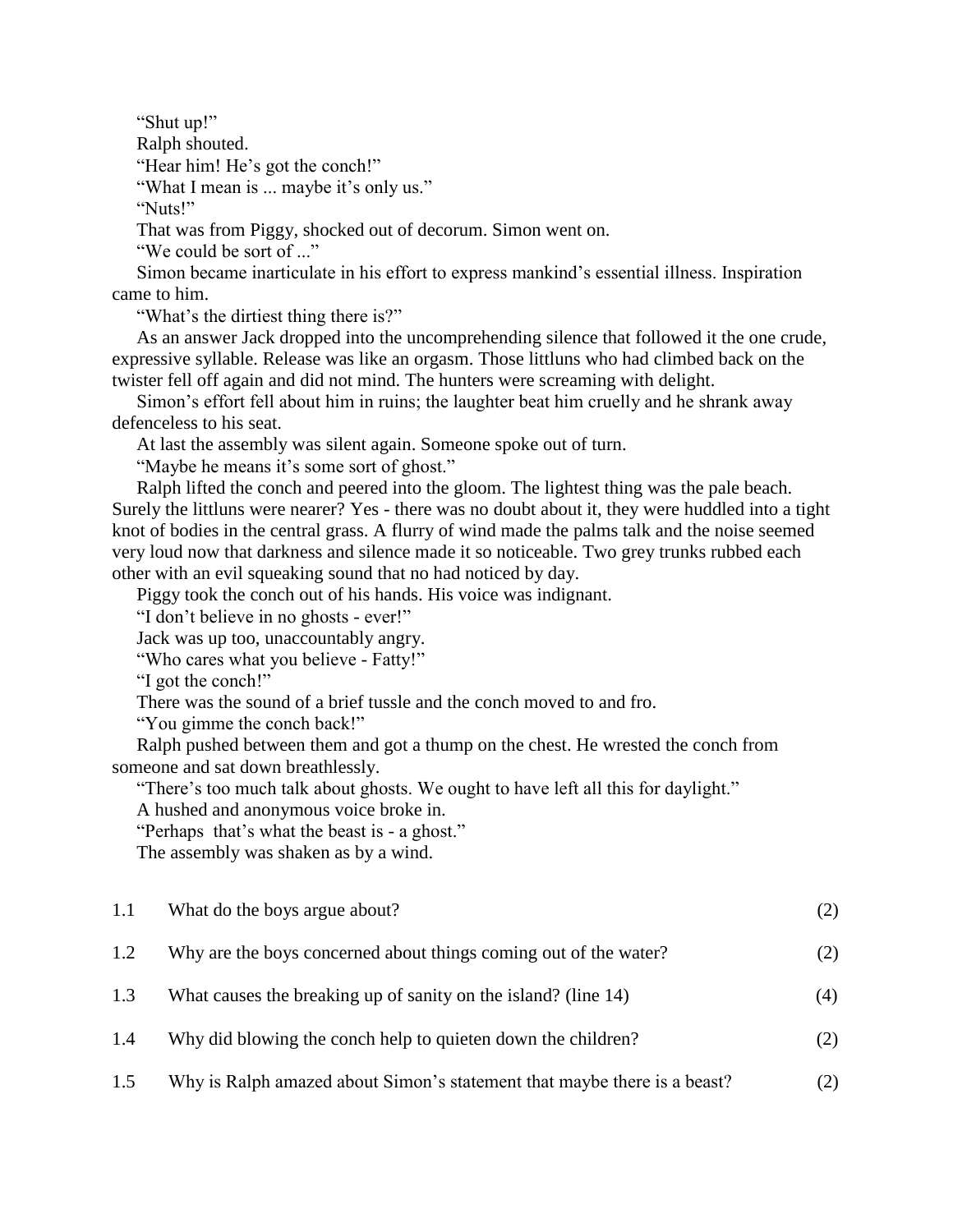"Shut up!"

Ralph shouted.

"Hear him! He's got the conch!"

"What I mean is ... maybe it's only us."

"Nuts!"

That was from Piggy, shocked out of decorum. Simon went on.

"We could be sort of ..."

Simon became inarticulate in his effort to express mankind's essential illness. Inspiration came to him.

"What's the dirtiest thing there is?"

As an answer Jack dropped into the uncomprehending silence that followed it the one crude, expressive syllable. Release was like an orgasm. Those littluns who had climbed back on the twister fell off again and did not mind. The hunters were screaming with delight.

Simon's effort fell about him in ruins; the laughter beat him cruelly and he shrank away defenceless to his seat.

At last the assembly was silent again. Someone spoke out of turn.

"Maybe he means it's some sort of ghost."

Ralph lifted the conch and peered into the gloom. The lightest thing was the pale beach. Surely the littluns were nearer? Yes - there was no doubt about it, they were huddled into a tight knot of bodies in the central grass. A flurry of wind made the palms talk and the noise seemed very loud now that darkness and silence made it so noticeable. Two grey trunks rubbed each other with an evil squeaking sound that no had noticed by day.

Piggy took the conch out of his hands. His voice was indignant.

"I don't believe in no ghosts - ever!"

Jack was up too, unaccountably angry.

"Who cares what you believe - Fatty!"

"I got the conch!"

There was the sound of a brief tussle and the conch moved to and fro.

"You gimme the conch back!"

Ralph pushed between them and got a thump on the chest. He wrested the conch from someone and sat down breathlessly.

"There's too much talk about ghosts. We ought to have left all this for daylight."

A hushed and anonymous voice broke in.

"Perhaps that's what the beast is - a ghost."

The assembly was shaken as by a wind.

| | | |
|---|---|---|
| 1.1 | What do the boys argue about? | (2) |
| 1.2 | Why are the boys concerned about things coming out of the water? | (2) |
| 1.3 | What causes the breaking up of sanity on the island? (line 14) | (4) |
| 1.4 | Why did blowing the conch help to quieten down the children? | (2) |
| 1.5 | Why is Ralph amazed about Simon's statement that maybe there is a beast? | (2) |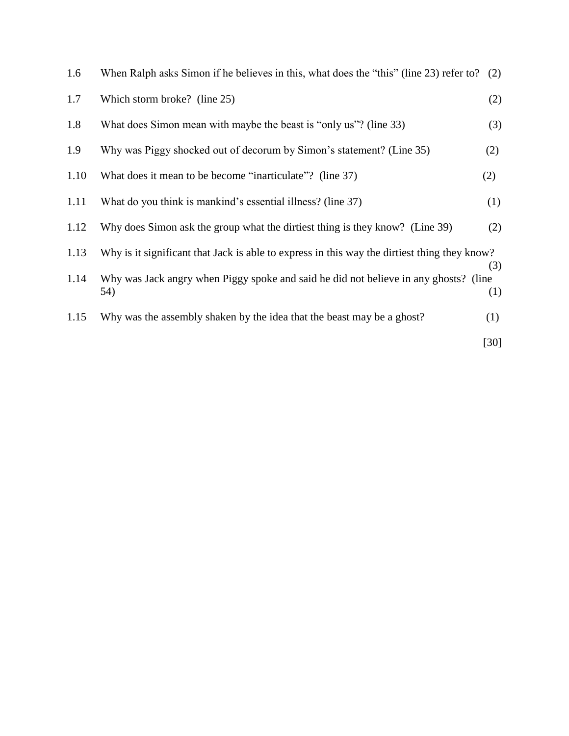1.6 When Ralph asks Simon if he believes in this, what does the "this" (line 23) refer to? (2)

1.7 Which storm broke? (line 25) (2)

1.8 What does Simon mean with maybe the beast is "only us"? (line 33) (3)

1.9 Why was Piggy shocked out of decorum by Simon's statement? (Line 35) (2)

1.10 What does it mean to be become "inarticulate"? (line 37) (2)

1.11 What do you think is mankind's essential illness? (line 37) (1)

1.12 Why does Simon ask the group what the dirtiest thing is they know? (Line 39) (2)

1.13 Why is it significant that Jack is able to express in this way the dirtiest thing they know? (3)

1.14 Why was Jack angry when Piggy spoke and said he did not believe in any ghosts? (line 54) (1)

1.15 Why was the assembly shaken by the idea that the beast may be a ghost? (1)

[30]